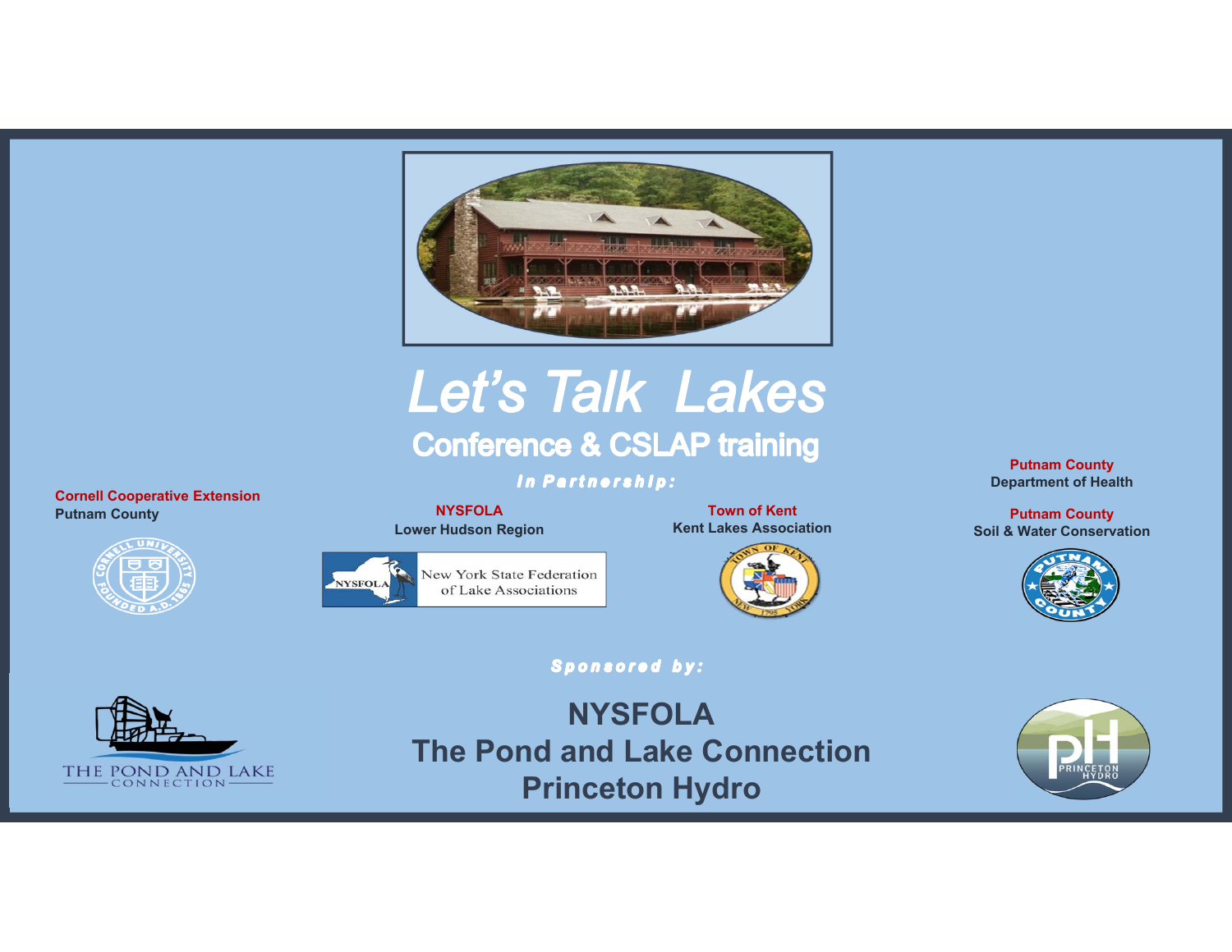# Let's Talk Lakes

## Conference & CSLAP training

***In Partnership:***

**Cornell Cooperative Extension**
Putnam County

**NYSFOLA**
Lower Hudson Region

NYSFOLA New York State Federation of Lake Associations

**Town of Kent**
Kent Lakes Association

**Putnam County**
Department of Health

**Putnam County**
Soil & Water Conservation

***Sponsored by:***

**NYSFOLA**
**The Pond and Lake Connection**
**Princeton Hydro**

THE POND AND LAKE CONNECTION

PRINCETON HYDRO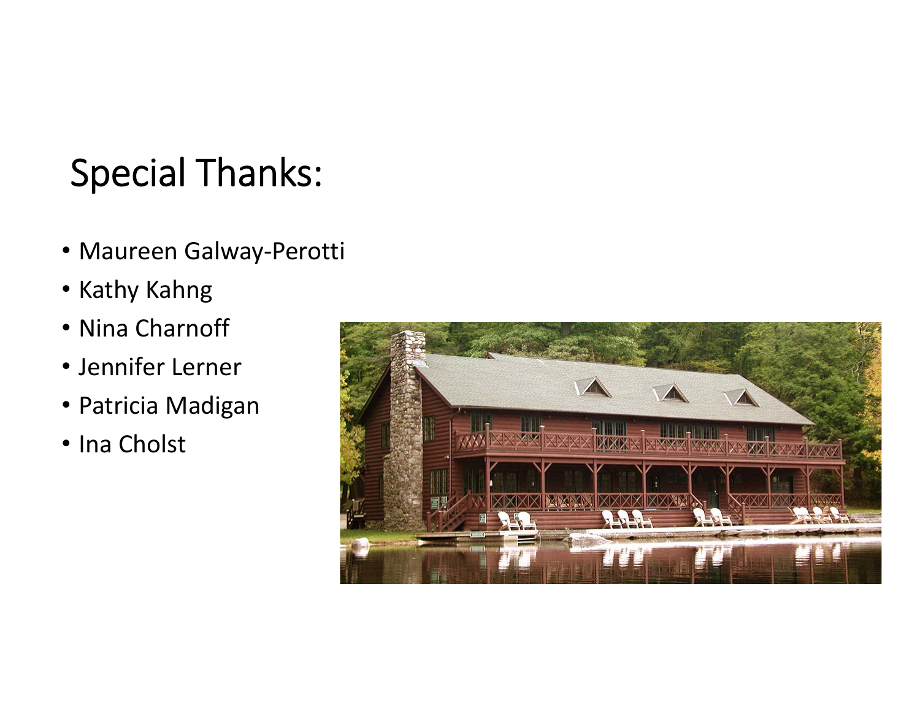# Special Thanks:

- Maureen Galway-Perotti
- Kathy Kahng
- Nina Charnoff
- Jennifer Lerner
- Patricia Madigan
- Ina Cholst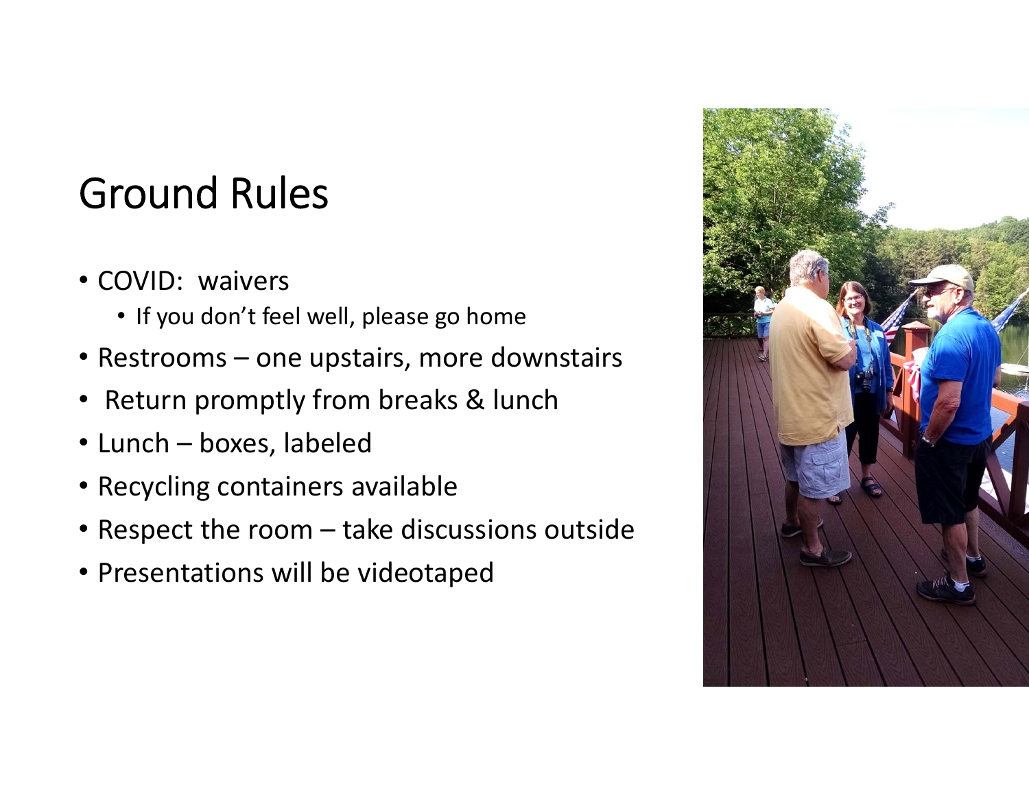# Ground Rules

- COVID: waivers
  - If you don't feel well, please go home
- Restrooms – one upstairs, more downstairs
- Return promptly from breaks & lunch
- Lunch – boxes, labeled
- Recycling containers available
- Respect the room – take discussions outside
- Presentations will be videotaped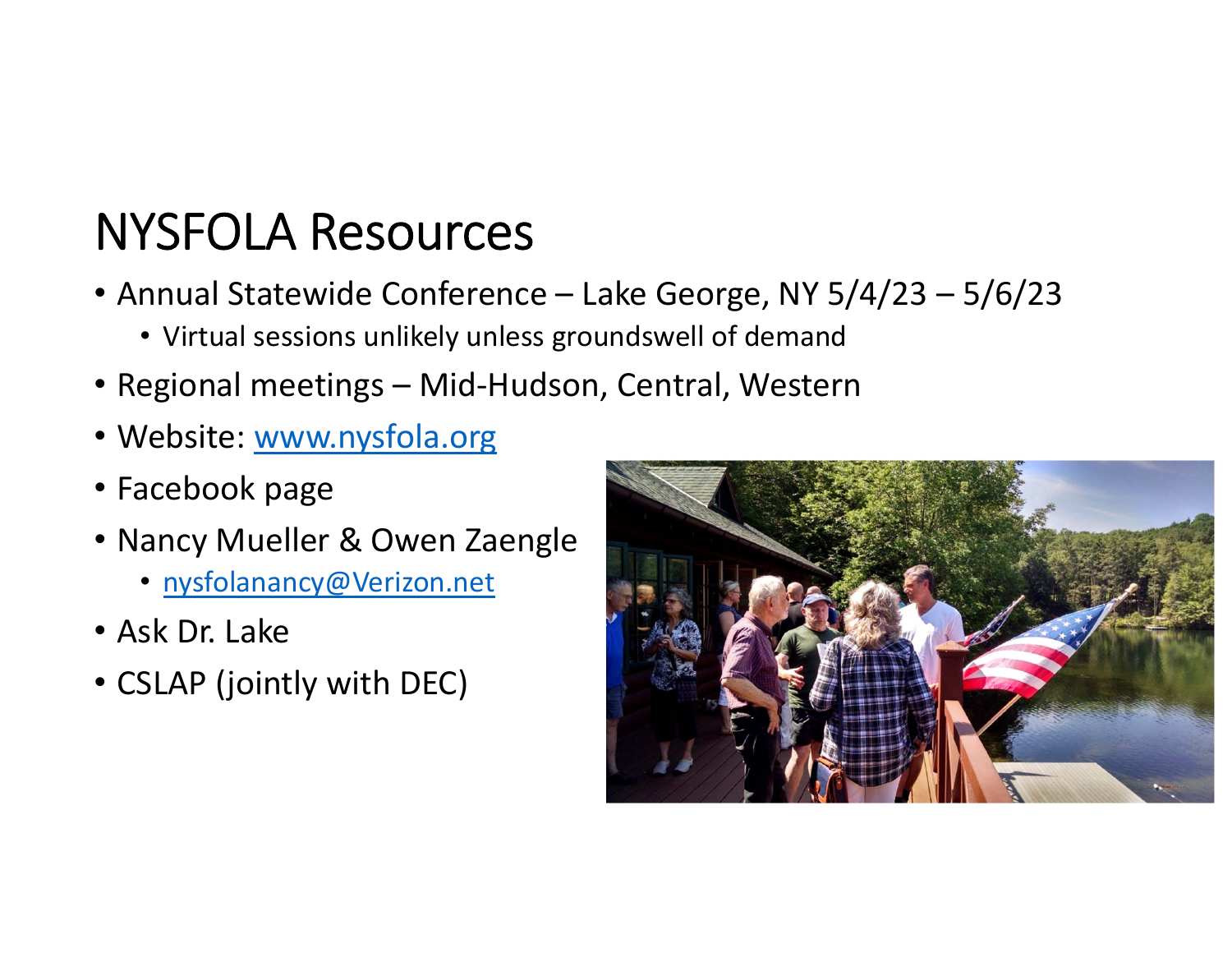# NYSFOLA Resources

- Annual Statewide Conference – Lake George, NY 5/4/23 – 5/6/23
  - Virtual sessions unlikely unless groundswell of demand
- Regional meetings – Mid-Hudson, Central, Western
- Website: www.nysfola.org
- Facebook page
- Nancy Mueller & Owen Zaengle
  - nysfolanancy@Verizon.net
- Ask Dr. Lake
- CSLAP (jointly with DEC)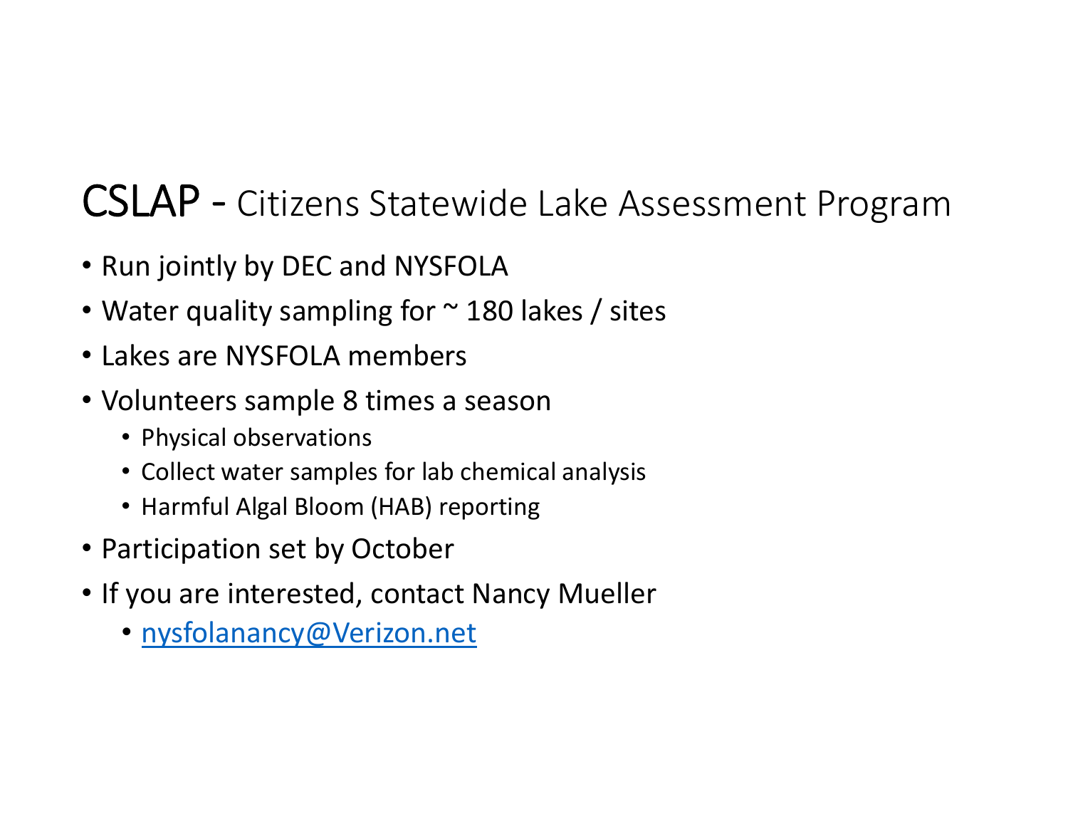# CSLAP - Citizens Statewide Lake Assessment Program

- Run jointly by DEC and NYSFOLA
- Water quality sampling for ~ 180 lakes / sites
- Lakes are NYSFOLA members
- Volunteers sample 8 times a season
  - Physical observations
  - Collect water samples for lab chemical analysis
  - Harmful Algal Bloom (HAB) reporting
- Participation set by October
- If you are interested, contact Nancy Mueller
  - nysfolanancy@Verizon.net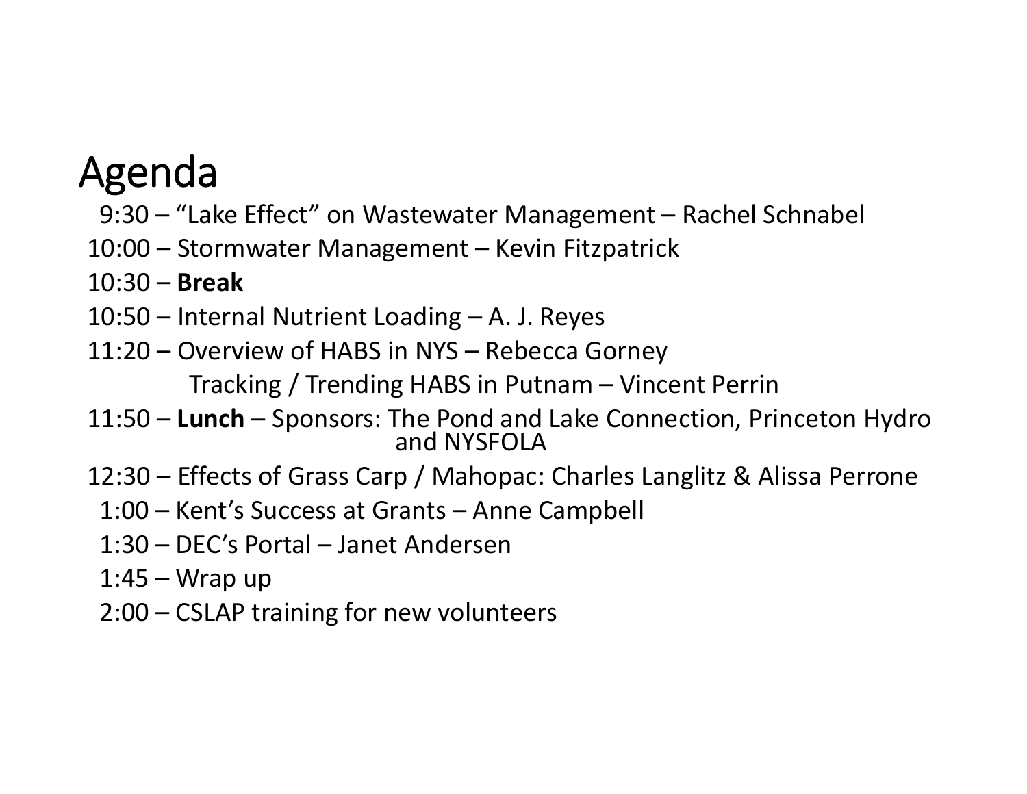# Agenda

9:30 – "Lake Effect" on Wastewater Management – Rachel Schnabel

10:00 – Stormwater Management – Kevin Fitzpatrick

10:30 – **Break**

10:50 – Internal Nutrient Loading – A. J. Reyes

11:20 – Overview of HABS in NYS – Rebecca Gorney

Tracking / Trending HABS in Putnam – Vincent Perrin

11:50 – **Lunch** – Sponsors: The Pond and Lake Connection, Princeton Hydro and NYSFOLA

12:30 – Effects of Grass Carp / Mahopac: Charles Langlitz & Alissa Perrone

1:00 – Kent's Success at Grants – Anne Campbell

1:30 – DEC's Portal – Janet Andersen

1:45 – Wrap up

2:00 – CSLAP training for new volunteers